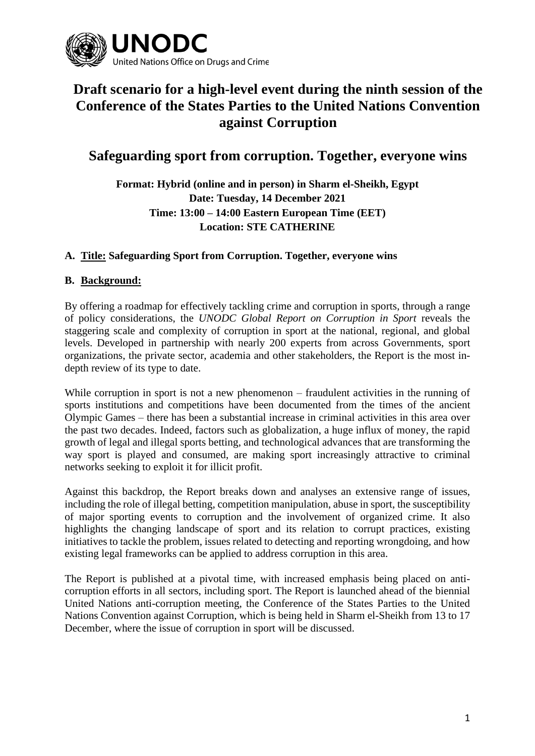UNODC
United Nations Office on Drugs and Crime

# Draft scenario for a high-level event during the ninth session of the Conference of the States Parties to the United Nations Convention against Corruption

## Safeguarding sport from corruption. Together, everyone wins

**Format: Hybrid (online and in person) in Sharm el-Sheikh, Egypt**
**Date: Tuesday, 14 December 2021**
**Time: 13:00 – 14:00 Eastern European Time (EET)**
**Location: STE CATHERINE**

**A. Title: Safeguarding Sport from Corruption. Together, everyone wins**

**B. Background:**

By offering a roadmap for effectively tackling crime and corruption in sports, through a range of policy considerations, the *UNODC Global Report on Corruption in Sport* reveals the staggering scale and complexity of corruption in sport at the national, regional, and global levels. Developed in partnership with nearly 200 experts from across Governments, sport organizations, the private sector, academia and other stakeholders, the Report is the most in-depth review of its type to date.

While corruption in sport is not a new phenomenon – fraudulent activities in the running of sports institutions and competitions have been documented from the times of the ancient Olympic Games – there has been a substantial increase in criminal activities in this area over the past two decades. Indeed, factors such as globalization, a huge influx of money, the rapid growth of legal and illegal sports betting, and technological advances that are transforming the way sport is played and consumed, are making sport increasingly attractive to criminal networks seeking to exploit it for illicit profit.

Against this backdrop, the Report breaks down and analyses an extensive range of issues, including the role of illegal betting, competition manipulation, abuse in sport, the susceptibility of major sporting events to corruption and the involvement of organized crime. It also highlights the changing landscape of sport and its relation to corrupt practices, existing initiatives to tackle the problem, issues related to detecting and reporting wrongdoing, and how existing legal frameworks can be applied to address corruption in this area.

The Report is published at a pivotal time, with increased emphasis being placed on anti-corruption efforts in all sectors, including sport. The Report is launched ahead of the biennial United Nations anti-corruption meeting, the Conference of the States Parties to the United Nations Convention against Corruption, which is being held in Sharm el-Sheikh from 13 to 17 December, where the issue of corruption in sport will be discussed.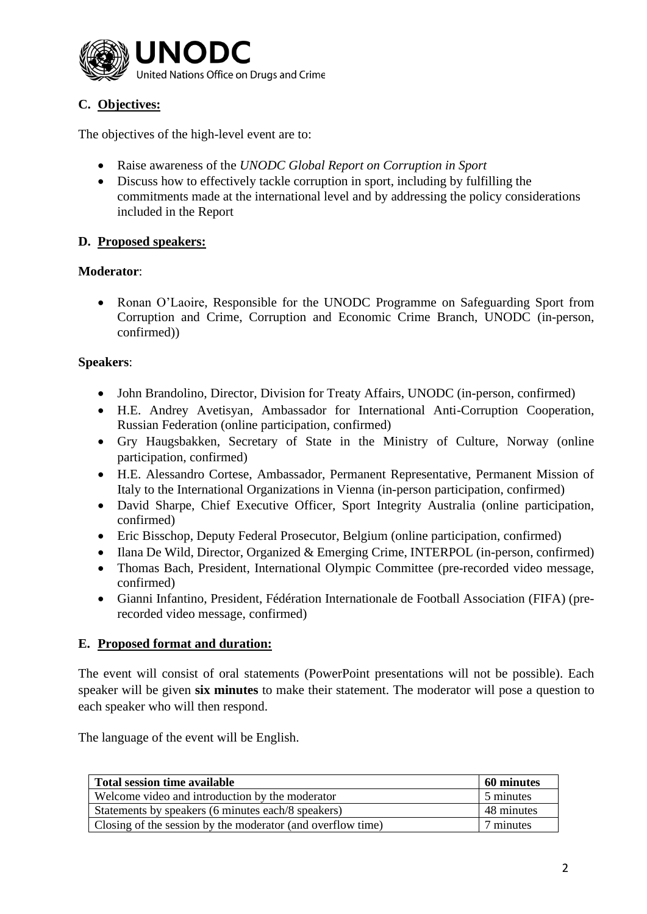## C. Objectives:

The objectives of the high-level event are to:

- Raise awareness of the *UNODC Global Report on Corruption in Sport*
- Discuss how to effectively tackle corruption in sport, including by fulfilling the commitments made at the international level and by addressing the policy considerations included in the Report

## D. Proposed speakers:

**Moderator**:

- Ronan O'Laoire, Responsible for the UNODC Programme on Safeguarding Sport from Corruption and Crime, Corruption and Economic Crime Branch, UNODC (in-person, confirmed))

**Speakers**:

- John Brandolino, Director, Division for Treaty Affairs, UNODC (in-person, confirmed)
- H.E. Andrey Avetisyan, Ambassador for International Anti-Corruption Cooperation, Russian Federation (online participation, confirmed)
- Gry Haugsbakken, Secretary of State in the Ministry of Culture, Norway (online participation, confirmed)
- H.E. Alessandro Cortese, Ambassador, Permanent Representative, Permanent Mission of Italy to the International Organizations in Vienna (in-person participation, confirmed)
- David Sharpe, Chief Executive Officer, Sport Integrity Australia (online participation, confirmed)
- Eric Bisschop, Deputy Federal Prosecutor, Belgium (online participation, confirmed)
- Ilana De Wild, Director, Organized & Emerging Crime, INTERPOL (in-person, confirmed)
- Thomas Bach, President, International Olympic Committee (pre-recorded video message, confirmed)
- Gianni Infantino, President, Fédération Internationale de Football Association (FIFA) (pre-recorded video message, confirmed)

## E. Proposed format and duration:

The event will consist of oral statements (PowerPoint presentations will not be possible). Each speaker will be given **six minutes** to make their statement. The moderator will pose a question to each speaker who will then respond.

The language of the event will be English.

| **Total session time available** | **60 minutes** |
|---|---|
| Welcome video and introduction by the moderator | 5 minutes |
| Statements by speakers (6 minutes each/8 speakers) | 48 minutes |
| Closing of the session by the moderator (and overflow time) | 7 minutes |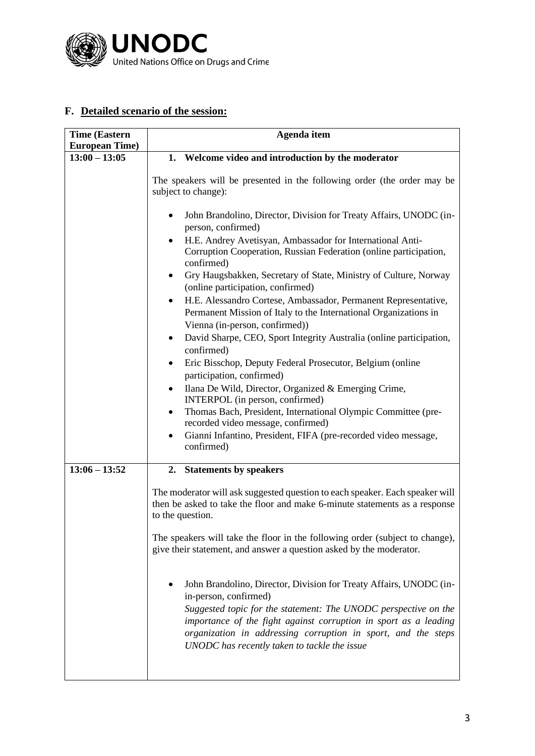## F. Detailed scenario of the session:

| Time (Eastern European Time) | Agenda item |
| --- | --- |
| 13:00 – 13:05 | **1. Welcome video and introduction by the moderator**<br><br>The speakers will be presented in the following order (the order may be subject to change):<br><br>• John Brandolino, Director, Division for Treaty Affairs, UNODC (in-person, confirmed)<br>• H.E. Andrey Avetisyan, Ambassador for International Anti-Corruption Cooperation, Russian Federation (online participation, confirmed)<br>• Gry Haugsbakken, Secretary of State, Ministry of Culture, Norway (online participation, confirmed)<br>• H.E. Alessandro Cortese, Ambassador, Permanent Representative, Permanent Mission of Italy to the International Organizations in Vienna (in-person, confirmed))<br>• David Sharpe, CEO, Sport Integrity Australia (online participation, confirmed)<br>• Eric Bisschop, Deputy Federal Prosecutor, Belgium (online participation, confirmed)<br>• Ilana De Wild, Director, Organized & Emerging Crime, INTERPOL (in person, confirmed)<br>• Thomas Bach, President, International Olympic Committee (pre-recorded video message, confirmed)<br>• Gianni Infantino, President, FIFA (pre-recorded video message, confirmed) |
| 13:06 – 13:52 | **2. Statements by speakers**<br><br>The moderator will ask suggested question to each speaker. Each speaker will then be asked to take the floor and make 6-minute statements as a response to the question.<br><br>The speakers will take the floor in the following order (subject to change), give their statement, and answer a question asked by the moderator.<br><br>• John Brandolino, Director, Division for Treaty Affairs, UNODC (in-in-person, confirmed)<br>*Suggested topic for the statement: The UNODC perspective on the importance of the fight against corruption in sport as a leading organization in addressing corruption in sport, and the steps UNODC has recently taken to tackle the issue* |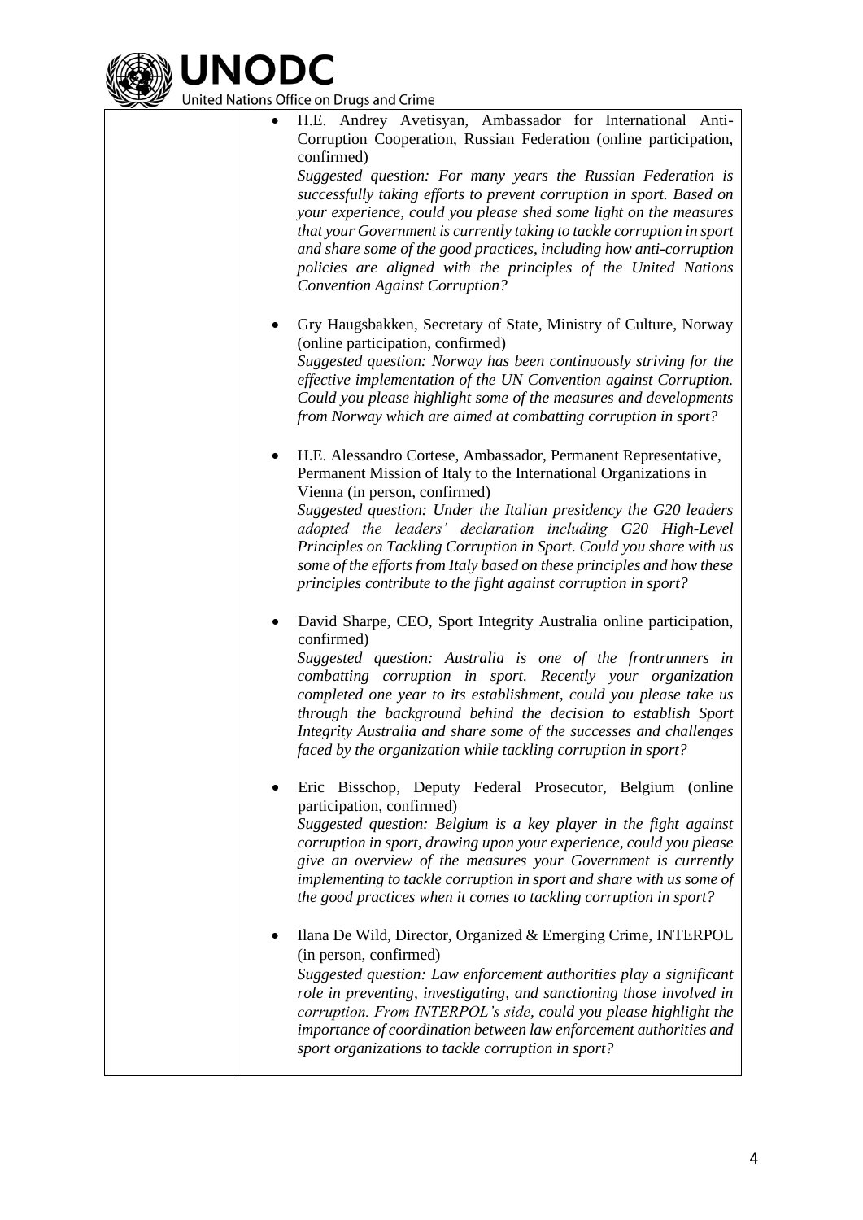|  |  |
|---|---|
|  | - H.E. Andrey Avetisyan, Ambassador for International Anti-Corruption Cooperation, Russian Federation (online participation, confirmed)<br>*Suggested question: For many years the Russian Federation is successfully taking efforts to prevent corruption in sport. Based on your experience, could you please shed some light on the measures that your Government is currently taking to tackle corruption in sport and share some of the good practices, including how anti-corruption policies are aligned with the principles of the United Nations Convention Against Corruption?*<br><br>- Gry Haugsbakken, Secretary of State, Ministry of Culture, Norway (online participation, confirmed)<br>*Suggested question: Norway has been continuously striving for the effective implementation of the UN Convention against Corruption. Could you please highlight some of the measures and developments from Norway which are aimed at combatting corruption in sport?*<br><br>- H.E. Alessandro Cortese, Ambassador, Permanent Representative, Permanent Mission of Italy to the International Organizations in Vienna (in person, confirmed)<br>*Suggested question: Under the Italian presidency the G20 leaders adopted the leaders' declaration including G20 High-Level Principles on Tackling Corruption in Sport. Could you share with us some of the efforts from Italy based on these principles and how these principles contribute to the fight against corruption in sport?*<br><br>- David Sharpe, CEO, Sport Integrity Australia online participation, confirmed)<br>*Suggested question: Australia is one of the frontrunners in combatting corruption in sport. Recently your organization completed one year to its establishment, could you please take us through the background behind the decision to establish Sport Integrity Australia and share some of the successes and challenges faced by the organization while tackling corruption in sport?*<br><br>- Eric Bisschop, Deputy Federal Prosecutor, Belgium (online participation, confirmed)<br>*Suggested question: Belgium is a key player in the fight against corruption in sport, drawing upon your experience, could you please give an overview of the measures your Government is currently implementing to tackle corruption in sport and share with us some of the good practices when it comes to tackling corruption in sport?*<br><br>- Ilana De Wild, Director, Organized & Emerging Crime, INTERPOL (in person, confirmed)<br>*Suggested question: Law enforcement authorities play a significant role in preventing, investigating, and sanctioning those involved in corruption. From INTERPOL's side, could you please highlight the importance of coordination between law enforcement authorities and sport organizations to tackle corruption in sport?* |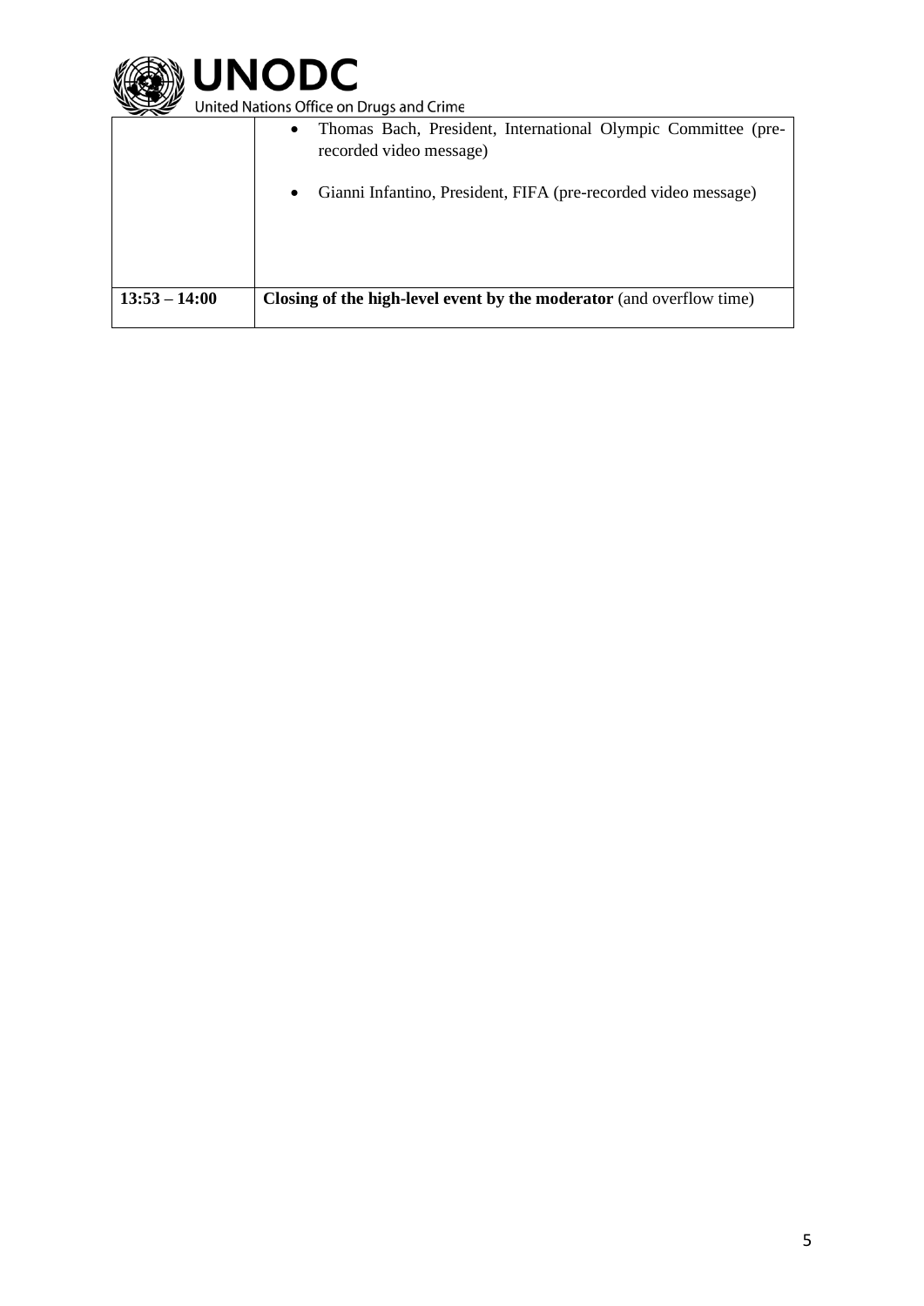| | |
|---|---|
| | • Thomas Bach, President, International Olympic Committee (pre-recorded video message)<br><br>• Gianni Infantino, President, FIFA (pre-recorded video message) |
| **13:53 – 14:00** | **Closing of the high-level event by the moderator** (and overflow time) |